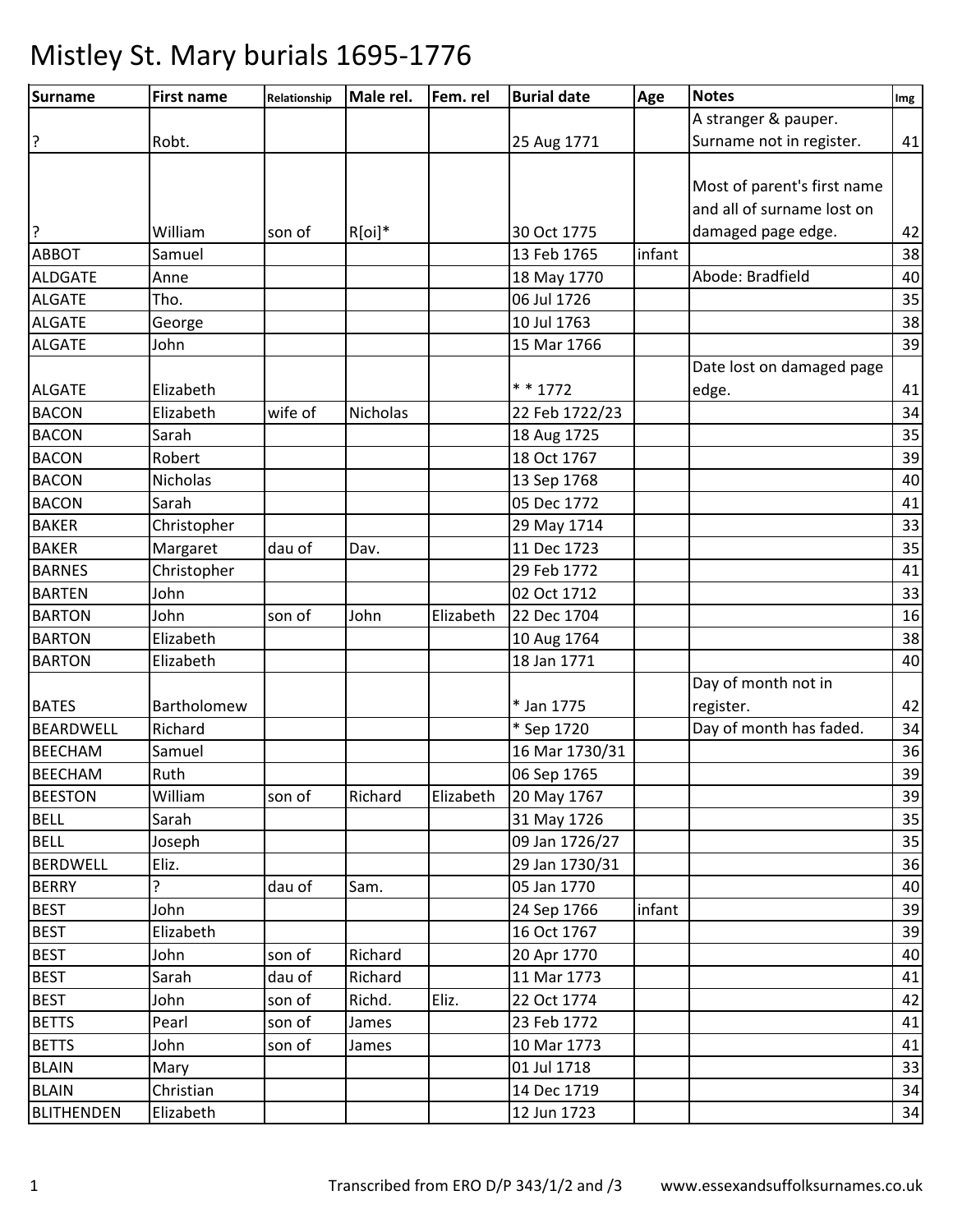# Mistley St. Mary burials 1695-1776

| Surname | First name | Relationship | Male rel. | Fem. rel | Burial date | Age | Notes | Img |
|---|---|---|---|---|---|---|---|---|
| ? | Robt. | | | | 25 Aug 1771 | | A stranger & pauper. Surname not in register. | 41 |
| ? | William | son of | R[oi]* | | 30 Oct 1775 | | Most of parent's first name and all of surname lost on damaged page edge. | 42 |
| ABBOT | Samuel | | | | 13 Feb 1765 | infant | | 38 |
| ALDGATE | Anne | | | | 18 May 1770 | | Abode: Bradfield | 40 |
| ALGATE | Tho. | | | | 06 Jul 1726 | | | 35 |
| ALGATE | George | | | | 10 Jul 1763 | | | 38 |
| ALGATE | John | | | | 15 Mar 1766 | | | 39 |
| ALGATE | Elizabeth | | | | * * 1772 | | Date lost on damaged page edge. | 41 |
| BACON | Elizabeth | wife of | Nicholas | | 22 Feb 1722/23 | | | 34 |
| BACON | Sarah | | | | 18 Aug 1725 | | | 35 |
| BACON | Robert | | | | 18 Oct 1767 | | | 39 |
| BACON | Nicholas | | | | 13 Sep 1768 | | | 40 |
| BACON | Sarah | | | | 05 Dec 1772 | | | 41 |
| BAKER | Christopher | | | | 29 May 1714 | | | 33 |
| BAKER | Margaret | dau of | Dav. | | 11 Dec 1723 | | | 35 |
| BARNES | Christopher | | | | 29 Feb 1772 | | | 41 |
| BARTEN | John | | | | 02 Oct 1712 | | | 33 |
| BARTON | John | son of | John | Elizabeth | 22 Dec 1704 | | | 16 |
| BARTON | Elizabeth | | | | 10 Aug 1764 | | | 38 |
| BARTON | Elizabeth | | | | 18 Jan 1771 | | | 40 |
| BATES | Bartholomew | | | | * Jan 1775 | | Day of month not in register. | 42 |
| BEARDWELL | Richard | | | | * Sep 1720 | | Day of month has faded. | 34 |
| BEECHAM | Samuel | | | | 16 Mar 1730/31 | | | 36 |
| BEECHAM | Ruth | | | | 06 Sep 1765 | | | 39 |
| BEESTON | William | son of | Richard | Elizabeth | 20 May 1767 | | | 39 |
| BELL | Sarah | | | | 31 May 1726 | | | 35 |
| BELL | Joseph | | | | 09 Jan 1726/27 | | | 35 |
| BERDWELL | Eliz. | | | | 29 Jan 1730/31 | | | 36 |
| BERRY | ? | dau of | Sam. | | 05 Jan 1770 | | | 40 |
| BEST | John | | | | 24 Sep 1766 | infant | | 39 |
| BEST | Elizabeth | | | | 16 Oct 1767 | | | 39 |
| BEST | John | son of | Richard | | 20 Apr 1770 | | | 40 |
| BEST | Sarah | dau of | Richard | | 11 Mar 1773 | | | 41 |
| BEST | John | son of | Richd. | Eliz. | 22 Oct 1774 | | | 42 |
| BETTS | Pearl | son of | James | | 23 Feb 1772 | | | 41 |
| BETTS | John | son of | James | | 10 Mar 1773 | | | 41 |
| BLAIN | Mary | | | | 01 Jul 1718 | | | 33 |
| BLAIN | Christian | | | | 14 Dec 1719 | | | 34 |
| BLITHENDEN | Elizabeth | | | | 12 Jun 1723 | | | 34 |

Transcribed from ERO D/P 343/1/2 and /3 www.essexandsuffolksurnames.co.uk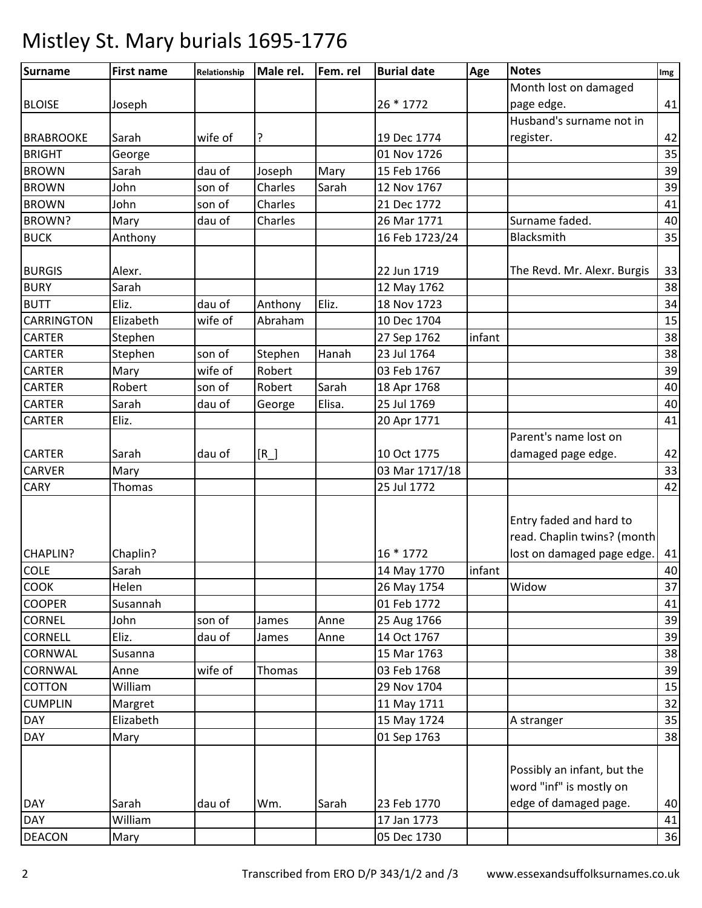# Mistley St. Mary burials 1695-1776

| Surname | First name | Relationship | Male rel. | Fem. rel | Burial date | Age | Notes | Img |
|---|---|---|---|---|---|---|---|---|
| BLOISE | Joseph | | | | 26 * 1772 | | Month lost on damaged page edge. | 41 |
| BRABROOKE | Sarah | wife of | ? | | 19 Dec 1774 | | Husband's surname not in register. | 42 |
| BRIGHT | George | | | | 01 Nov 1726 | | | 35 |
| BROWN | Sarah | dau of | Joseph | Mary | 15 Feb 1766 | | | 39 |
| BROWN | John | son of | Charles | Sarah | 12 Nov 1767 | | | 39 |
| BROWN | John | son of | Charles | | 21 Dec 1772 | | | 41 |
| BROWN? | Mary | dau of | Charles | | 26 Mar 1771 | | Surname faded. | 40 |
| BUCK | Anthony | | | | 16 Feb 1723/24 | | Blacksmith | 35 |
| BURGIS | Alexr. | | | | 22 Jun 1719 | | The Revd. Mr. Alexr. Burgis | 33 |
| BURY | Sarah | | | | 12 May 1762 | | | 38 |
| BUTT | Eliz. | dau of | Anthony | Eliz. | 18 Nov 1723 | | | 34 |
| CARRINGTON | Elizabeth | wife of | Abraham | | 10 Dec 1704 | | | 15 |
| CARTER | Stephen | | | | 27 Sep 1762 | infant | | 38 |
| CARTER | Stephen | son of | Stephen | Hanah | 23 Jul 1764 | | | 38 |
| CARTER | Mary | wife of | Robert | | 03 Feb 1767 | | | 39 |
| CARTER | Robert | son of | Robert | Sarah | 18 Apr 1768 | | | 40 |
| CARTER | Sarah | dau of | George | Elisa. | 25 Jul 1769 | | | 40 |
| CARTER | Eliz. | | | | 20 Apr 1771 | | | 41 |
| CARTER | Sarah | dau of | [R_] | | 10 Oct 1775 | | Parent's name lost on damaged page edge. | 42 |
| CARVER | Mary | | | | 03 Mar 1717/18 | | | 33 |
| CARY | Thomas | | | | 25 Jul 1772 | | | 42 |
| CHAPLIN? | Chaplin? | | | | 16 * 1772 | | Entry faded and hard to read. Chaplin twins? (month lost on damaged page edge. | 41 |
| COLE | Sarah | | | | 14 May 1770 | infant | | 40 |
| COOK | Helen | | | | 26 May 1754 | | Widow | 37 |
| COOPER | Susannah | | | | 01 Feb 1772 | | | 41 |
| CORNEL | John | son of | James | Anne | 25 Aug 1766 | | | 39 |
| CORNELL | Eliz. | dau of | James | Anne | 14 Oct 1767 | | | 39 |
| CORNWAL | Susanna | | | | 15 Mar 1763 | | | 38 |
| CORNWAL | Anne | wife of | Thomas | | 03 Feb 1768 | | | 39 |
| COTTON | William | | | | 29 Nov 1704 | | | 15 |
| CUMPLIN | Margret | | | | 11 May 1711 | | | 32 |
| DAY | Elizabeth | | | | 15 May 1724 | | A stranger | 35 |
| DAY | Mary | | | | 01 Sep 1763 | | | 38 |
| DAY | Sarah | dau of | Wm. | Sarah | 23 Feb 1770 | | Possibly an infant, but the word "inf" is mostly on edge of damaged page. | 40 |
| DAY | William | | | | 17 Jan 1773 | | | 41 |
| DEACON | Mary | | | | 05 Dec 1730 | | | 36 |

Transcribed from ERO D/P 343/1/2 and /3 www.essexandsuffolksurnames.co.uk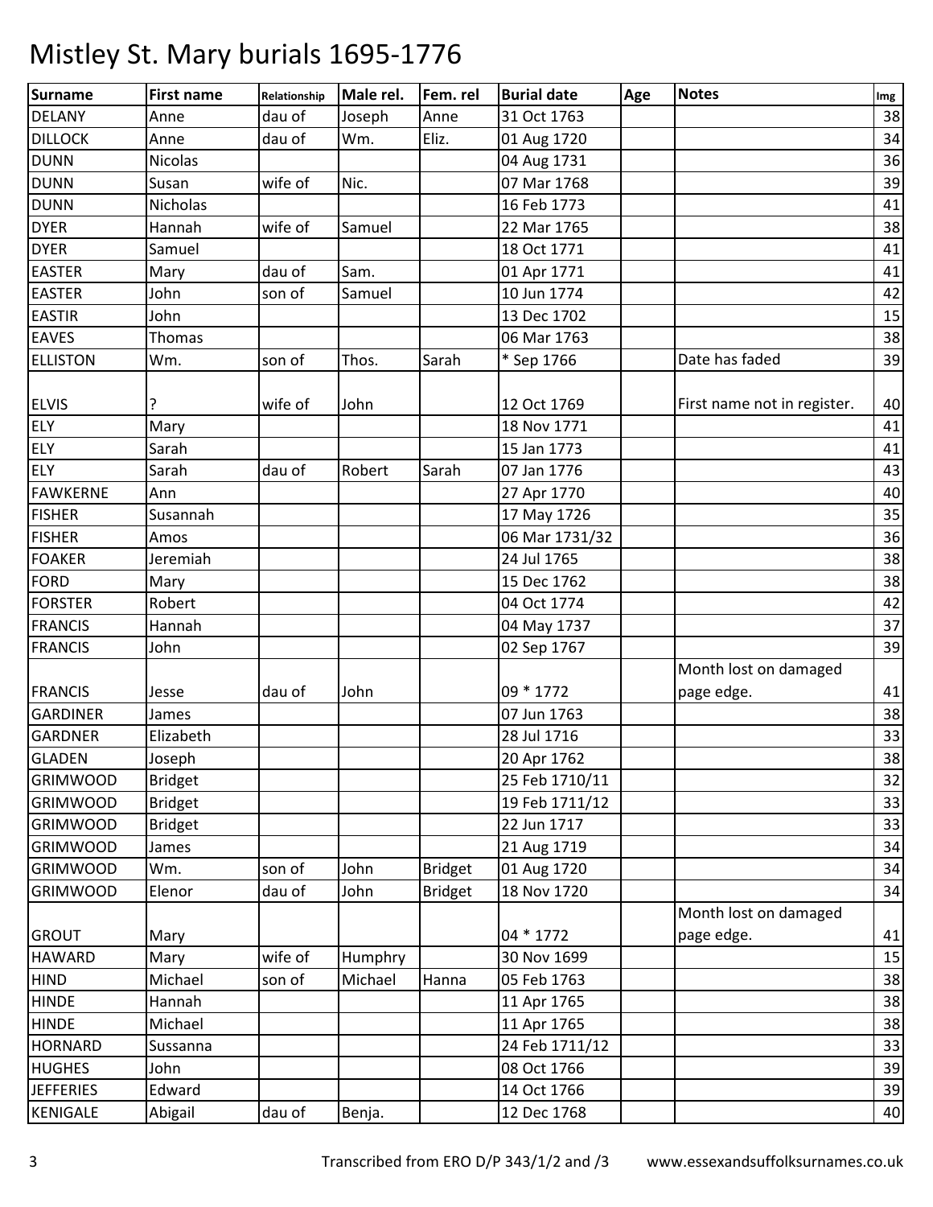# Mistley St. Mary burials 1695-1776

| Surname | First name | Relationship | Male rel. | Fem. rel | Burial date | Age | Notes | Img |
|---|---|---|---|---|---|---|---|---|
| DELANY | Anne | dau of | Joseph | Anne | 31 Oct 1763 | | | 38 |
| DILLOCK | Anne | dau of | Wm. | Eliz. | 01 Aug 1720 | | | 34 |
| DUNN | Nicolas | | | | 04 Aug 1731 | | | 36 |
| DUNN | Susan | wife of | Nic. | | 07 Mar 1768 | | | 39 |
| DUNN | Nicholas | | | | 16 Feb 1773 | | | 41 |
| DYER | Hannah | wife of | Samuel | | 22 Mar 1765 | | | 38 |
| DYER | Samuel | | | | 18 Oct 1771 | | | 41 |
| EASTER | Mary | dau of | Sam. | | 01 Apr 1771 | | | 41 |
| EASTER | John | son of | Samuel | | 10 Jun 1774 | | | 42 |
| EASTIR | John | | | | 13 Dec 1702 | | | 15 |
| EAVES | Thomas | | | | 06 Mar 1763 | | | 38 |
| ELLISTON | Wm. | son of | Thos. | Sarah | * Sep 1766 | | Date has faded | 39 |
| ELVIS | ? | wife of | John | | 12 Oct 1769 | | First name not in register. | 40 |
| ELY | Mary | | | | 18 Nov 1771 | | | 41 |
| ELY | Sarah | | | | 15 Jan 1773 | | | 41 |
| ELY | Sarah | dau of | Robert | Sarah | 07 Jan 1776 | | | 43 |
| FAWKERNE | Ann | | | | 27 Apr 1770 | | | 40 |
| FISHER | Susannah | | | | 17 May 1726 | | | 35 |
| FISHER | Amos | | | | 06 Mar 1731/32 | | | 36 |
| FOAKER | Jeremiah | | | | 24 Jul 1765 | | | 38 |
| FORD | Mary | | | | 15 Dec 1762 | | | 38 |
| FORSTER | Robert | | | | 04 Oct 1774 | | | 42 |
| FRANCIS | Hannah | | | | 04 May 1737 | | | 37 |
| FRANCIS | John | | | | 02 Sep 1767 | | | 39 |
| FRANCIS | Jesse | dau of | John | | 09 * 1772 | | Month lost on damaged page edge. | 41 |
| GARDINER | James | | | | 07 Jun 1763 | | | 38 |
| GARDNER | Elizabeth | | | | 28 Jul 1716 | | | 33 |
| GLADEN | Joseph | | | | 20 Apr 1762 | | | 38 |
| GRIMWOOD | Bridget | | | | 25 Feb 1710/11 | | | 32 |
| GRIMWOOD | Bridget | | | | 19 Feb 1711/12 | | | 33 |
| GRIMWOOD | Bridget | | | | 22 Jun 1717 | | | 33 |
| GRIMWOOD | James | | | | 21 Aug 1719 | | | 34 |
| GRIMWOOD | Wm. | son of | John | Bridget | 01 Aug 1720 | | | 34 |
| GRIMWOOD | Elenor | dau of | John | Bridget | 18 Nov 1720 | | | 34 |
| GROUT | Mary | | | | 04 * 1772 | | Month lost on damaged page edge. | 41 |
| HAWARD | Mary | wife of | Humphry | | 30 Nov 1699 | | | 15 |
| HIND | Michael | son of | Michael | Hanna | 05 Feb 1763 | | | 38 |
| HINDE | Hannah | | | | 11 Apr 1765 | | | 38 |
| HINDE | Michael | | | | 11 Apr 1765 | | | 38 |
| HORNARD | Sussanna | | | | 24 Feb 1711/12 | | | 33 |
| HUGHES | John | | | | 08 Oct 1766 | | | 39 |
| JEFFERIES | Edward | | | | 14 Oct 1766 | | | 39 |
| KENIGALE | Abigail | dau of | Benja. | | 12 Dec 1768 | | | 40 |

Transcribed from ERO D/P 343/1/2 and /3 www.essexandsuffolksurnames.co.uk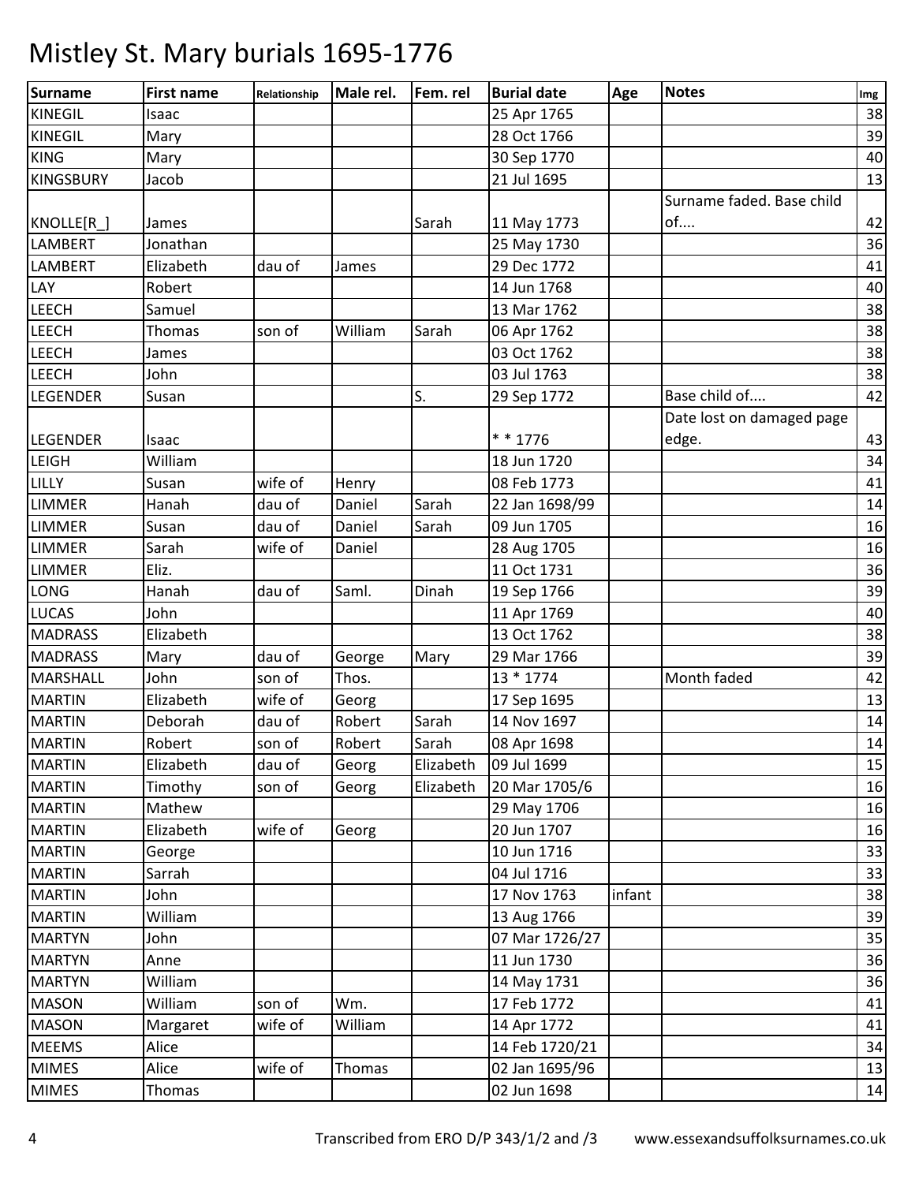# Mistley St. Mary burials 1695-1776

| Surname | First name | Relationship | Male rel. | Fem. rel | Burial date | Age | Notes | Img |
|---|---|---|---|---|---|---|---|---|
| KINEGIL | Isaac | | | | 25 Apr 1765 | | | 38 |
| KINEGIL | Mary | | | | 28 Oct 1766 | | | 39 |
| KING | Mary | | | | 30 Sep 1770 | | | 40 |
| KINGSBURY | Jacob | | | | 21 Jul 1695 | | | 13 |
| KNOLLE[R_] | James | | | Sarah | 11 May 1773 | | Surname faded. Base child of.... | 42 |
| LAMBERT | Jonathan | | | | 25 May 1730 | | | 36 |
| LAMBERT | Elizabeth | dau of | James | | 29 Dec 1772 | | | 41 |
| LAY | Robert | | | | 14 Jun 1768 | | | 40 |
| LEECH | Samuel | | | | 13 Mar 1762 | | | 38 |
| LEECH | Thomas | son of | William | Sarah | 06 Apr 1762 | | | 38 |
| LEECH | James | | | | 03 Oct 1762 | | | 38 |
| LEECH | John | | | | 03 Jul 1763 | | | 38 |
| LEGENDER | Susan | | | S. | 29 Sep 1772 | | Base child of.... | 42 |
| LEGENDER | Isaac | | | | * * 1776 | | Date lost on damaged page edge. | 43 |
| LEIGH | William | | | | 18 Jun 1720 | | | 34 |
| LILLY | Susan | wife of | Henry | | 08 Feb 1773 | | | 41 |
| LIMMER | Hanah | dau of | Daniel | Sarah | 22 Jan 1698/99 | | | 14 |
| LIMMER | Susan | dau of | Daniel | Sarah | 09 Jun 1705 | | | 16 |
| LIMMER | Sarah | wife of | Daniel | | 28 Aug 1705 | | | 16 |
| LIMMER | Eliz. | | | | 11 Oct 1731 | | | 36 |
| LONG | Hanah | dau of | Saml. | Dinah | 19 Sep 1766 | | | 39 |
| LUCAS | John | | | | 11 Apr 1769 | | | 40 |
| MADRASS | Elizabeth | | | | 13 Oct 1762 | | | 38 |
| MADRASS | Mary | dau of | George | Mary | 29 Mar 1766 | | | 39 |
| MARSHALL | John | son of | Thos. | | 13 * 1774 | | Month faded | 42 |
| MARTIN | Elizabeth | wife of | Georg | | 17 Sep 1695 | | | 13 |
| MARTIN | Deborah | dau of | Robert | Sarah | 14 Nov 1697 | | | 14 |
| MARTIN | Robert | son of | Robert | Sarah | 08 Apr 1698 | | | 14 |
| MARTIN | Elizabeth | dau of | Georg | Elizabeth | 09 Jul 1699 | | | 15 |
| MARTIN | Timothy | son of | Georg | Elizabeth | 20 Mar 1705/6 | | | 16 |
| MARTIN | Mathew | | | | 29 May 1706 | | | 16 |
| MARTIN | Elizabeth | wife of | Georg | | 20 Jun 1707 | | | 16 |
| MARTIN | George | | | | 10 Jun 1716 | | | 33 |
| MARTIN | Sarrah | | | | 04 Jul 1716 | | | 33 |
| MARTIN | John | | | | 17 Nov 1763 | infant | | 38 |
| MARTIN | William | | | | 13 Aug 1766 | | | 39 |
| MARTYN | John | | | | 07 Mar 1726/27 | | | 35 |
| MARTYN | Anne | | | | 11 Jun 1730 | | | 36 |
| MARTYN | William | | | | 14 May 1731 | | | 36 |
| MASON | William | son of | Wm. | | 17 Feb 1772 | | | 41 |
| MASON | Margaret | wife of | William | | 14 Apr 1772 | | | 41 |
| MEEMS | Alice | | | | 14 Feb 1720/21 | | | 34 |
| MIMES | Alice | wife of | Thomas | | 02 Jan 1695/96 | | | 13 |
| MIMES | Thomas | | | | 02 Jun 1698 | | | 14 |

Transcribed from ERO D/P 343/1/2 and /3 www.essexandsuffolksurnames.co.uk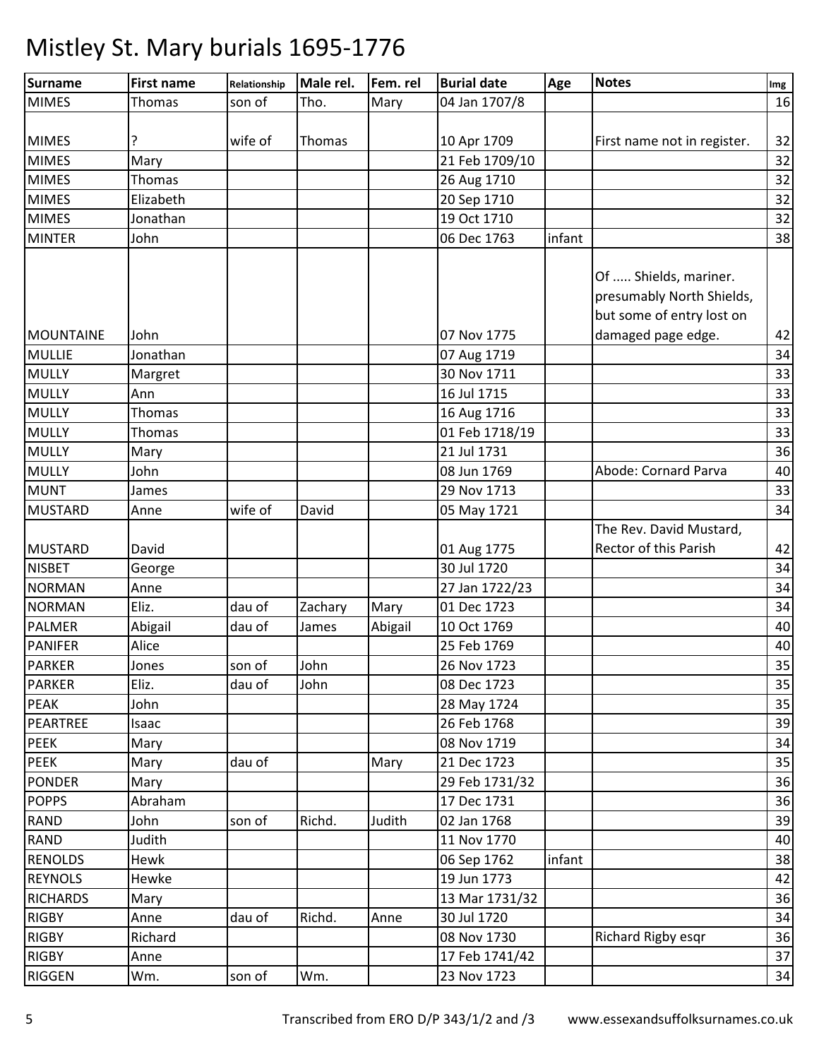# Mistley St. Mary burials 1695-1776

| Surname | First name | Relationship | Male rel. | Fem. rel | Burial date | Age | Notes | Img |
|---|---|---|---|---|---|---|---|---|
| MIMES | Thomas | son of | Tho. | Mary | 04 Jan 1707/8 | | | 16 |
| MIMES | ? | wife of | Thomas | | 10 Apr 1709 | | First name not in register. | 32 |
| MIMES | Mary | | | | 21 Feb 1709/10 | | | 32 |
| MIMES | Thomas | | | | 26 Aug 1710 | | | 32 |
| MIMES | Elizabeth | | | | 20 Sep 1710 | | | 32 |
| MIMES | Jonathan | | | | 19 Oct 1710 | | | 32 |
| MINTER | John | | | | 06 Dec 1763 | infant | | 38 |
| MOUNTAINE | John | | | | 07 Nov 1775 | | Of ..... Shields, mariner. presumably North Shields, but some of entry lost on damaged page edge. | 42 |
| MULLIE | Jonathan | | | | 07 Aug 1719 | | | 34 |
| MULLY | Margret | | | | 30 Nov 1711 | | | 33 |
| MULLY | Ann | | | | 16 Jul 1715 | | | 33 |
| MULLY | Thomas | | | | 16 Aug 1716 | | | 33 |
| MULLY | Thomas | | | | 01 Feb 1718/19 | | | 33 |
| MULLY | Mary | | | | 21 Jul 1731 | | | 36 |
| MULLY | John | | | | 08 Jun 1769 | | Abode: Cornard Parva | 40 |
| MUNT | James | | | | 29 Nov 1713 | | | 33 |
| MUSTARD | Anne | wife of | David | | 05 May 1721 | | | 34 |
| MUSTARD | David | | | | 01 Aug 1775 | | The Rev. David Mustard, Rector of this Parish | 42 |
| NISBET | George | | | | 30 Jul 1720 | | | 34 |
| NORMAN | Anne | | | | 27 Jan 1722/23 | | | 34 |
| NORMAN | Eliz. | dau of | Zachary | Mary | 01 Dec 1723 | | | 34 |
| PALMER | Abigail | dau of | James | Abigail | 10 Oct 1769 | | | 40 |
| PANIFER | Alice | | | | 25 Feb 1769 | | | 40 |
| PARKER | Jones | son of | John | | 26 Nov 1723 | | | 35 |
| PARKER | Eliz. | dau of | John | | 08 Dec 1723 | | | 35 |
| PEAK | John | | | | 28 May 1724 | | | 35 |
| PEARTREE | Isaac | | | | 26 Feb 1768 | | | 39 |
| PEEK | Mary | | | | 08 Nov 1719 | | | 34 |
| PEEK | Mary | dau of | | Mary | 21 Dec 1723 | | | 35 |
| PONDER | Mary | | | | 29 Feb 1731/32 | | | 36 |
| POPPS | Abraham | | | | 17 Dec 1731 | | | 36 |
| RAND | John | son of | Richd. | Judith | 02 Jan 1768 | | | 39 |
| RAND | Judith | | | | 11 Nov 1770 | | | 40 |
| RENOLDS | Hewk | | | | 06 Sep 1762 | infant | | 38 |
| REYNOLS | Hewke | | | | 19 Jun 1773 | | | 42 |
| RICHARDS | Mary | | | | 13 Mar 1731/32 | | | 36 |
| RIGBY | Anne | dau of | Richd. | Anne | 30 Jul 1720 | | | 34 |
| RIGBY | Richard | | | | 08 Nov 1730 | | Richard Rigby esqr | 36 |
| RIGBY | Anne | | | | 17 Feb 1741/42 | | | 37 |
| RIGGEN | Wm. | son of | Wm. | | 23 Nov 1723 | | | 34 |

Transcribed from ERO D/P 343/1/2 and /3 www.essexandsuffolksurnames.co.uk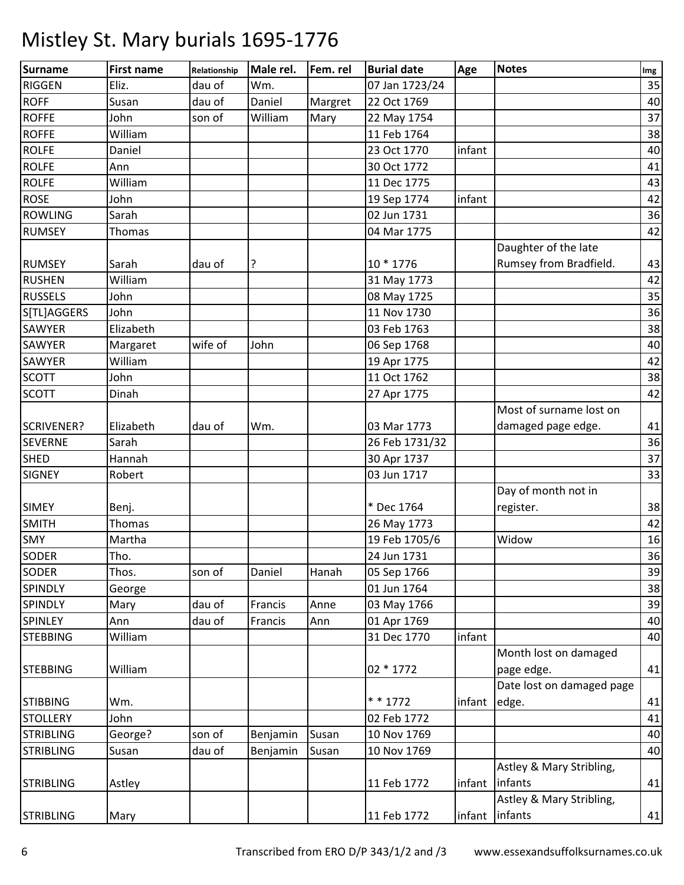# Mistley St. Mary burials 1695-1776

| Surname | First name | Relationship | Male rel. | Fem. rel | Burial date | Age | Notes | Img |
|---|---|---|---|---|---|---|---|---|
| RIGGEN | Eliz. | dau of | Wm. | | 07 Jan 1723/24 | | | 35 |
| ROFF | Susan | dau of | Daniel | Margret | 22 Oct 1769 | | | 40 |
| ROFFE | John | son of | William | Mary | 22 May 1754 | | | 37 |
| ROFFE | William | | | | 11 Feb 1764 | | | 38 |
| ROLFE | Daniel | | | | 23 Oct 1770 | infant | | 40 |
| ROLFE | Ann | | | | 30 Oct 1772 | | | 41 |
| ROLFE | William | | | | 11 Dec 1775 | | | 43 |
| ROSE | John | | | | 19 Sep 1774 | infant | | 42 |
| ROWLING | Sarah | | | | 02 Jun 1731 | | | 36 |
| RUMSEY | Thomas | | | | 04 Mar 1775 | | | 42 |
| RUMSEY | Sarah | dau of | ? | | 10 * 1776 | | Daughter of the late Rumsey from Bradfield. | 43 |
| RUSHEN | William | | | | 31 May 1773 | | | 42 |
| RUSSELS | John | | | | 08 May 1725 | | | 35 |
| S[TL]AGGERS | John | | | | 11 Nov 1730 | | | 36 |
| SAWYER | Elizabeth | | | | 03 Feb 1763 | | | 38 |
| SAWYER | Margaret | wife of | John | | 06 Sep 1768 | | | 40 |
| SAWYER | William | | | | 19 Apr 1775 | | | 42 |
| SCOTT | John | | | | 11 Oct 1762 | | | 38 |
| SCOTT | Dinah | | | | 27 Apr 1775 | | | 42 |
| SCRIVENER? | Elizabeth | dau of | Wm. | | 03 Mar 1773 | | Most of surname lost on damaged page edge. | 41 |
| SEVERNE | Sarah | | | | 26 Feb 1731/32 | | | 36 |
| SHED | Hannah | | | | 30 Apr 1737 | | | 37 |
| SIGNEY | Robert | | | | 03 Jun 1717 | | | 33 |
| SIMEY | Benj. | | | | * Dec 1764 | | Day of month not in register. | 38 |
| SMITH | Thomas | | | | 26 May 1773 | | | 42 |
| SMY | Martha | | | | 19 Feb 1705/6 | | Widow | 16 |
| SODER | Tho. | | | | 24 Jun 1731 | | | 36 |
| SODER | Thos. | son of | Daniel | Hanah | 05 Sep 1766 | | | 39 |
| SPINDLY | George | | | | 01 Jun 1764 | | | 38 |
| SPINDLY | Mary | dau of | Francis | Anne | 03 May 1766 | | | 39 |
| SPINLEY | Ann | dau of | Francis | Ann | 01 Apr 1769 | | | 40 |
| STEBBING | William | | | | 31 Dec 1770 | infant | | 40 |
| STEBBING | William | | | | 02 * 1772 | | Month lost on damaged page edge. | 41 |
| STIBBING | Wm. | | | | * * 1772 | infant | Date lost on damaged page edge. | 41 |
| STOLLERY | John | | | | 02 Feb 1772 | | | 41 |
| STRIBLING | George? | son of | Benjamin | Susan | 10 Nov 1769 | | | 40 |
| STRIBLING | Susan | dau of | Benjamin | Susan | 10 Nov 1769 | | | 40 |
| STRIBLING | Astley | | | | 11 Feb 1772 | infant | Astley & Mary Stribling, infants | 41 |
| STRIBLING | Mary | | | | 11 Feb 1772 | infant | Astley & Mary Stribling, infants | 41 |

Transcribed from ERO D/P 343/1/2 and /3 www.essexandsuffolksurnames.co.uk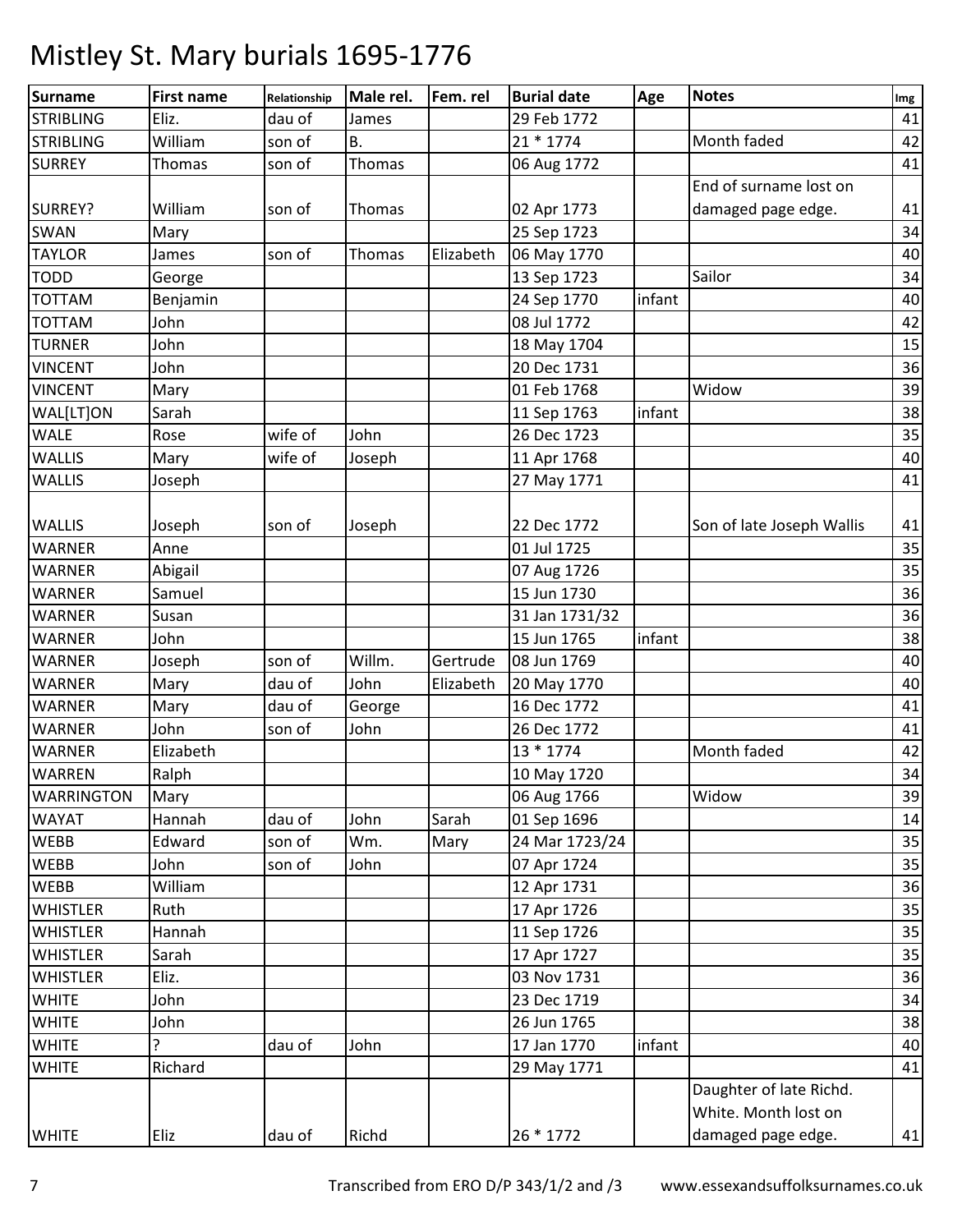# Mistley St. Mary burials 1695-1776

| Surname | First name | Relationship | Male rel. | Fem. rel | Burial date | Age | Notes | Img |
|---|---|---|---|---|---|---|---|---|
| STRIBLING | Eliz. | dau of | James | | 29 Feb 1772 | | | 41 |
| STRIBLING | William | son of | B. | | 21 * 1774 | | Month faded | 42 |
| SURREY | Thomas | son of | Thomas | | 06 Aug 1772 | | | 41 |
| SURREY? | William | son of | Thomas | | 02 Apr 1773 | | End of surname lost on damaged page edge. | 41 |
| SWAN | Mary | | | | 25 Sep 1723 | | | 34 |
| TAYLOR | James | son of | Thomas | Elizabeth | 06 May 1770 | | | 40 |
| TODD | George | | | | 13 Sep 1723 | | Sailor | 34 |
| TOTTAM | Benjamin | | | | 24 Sep 1770 | infant | | 40 |
| TOTTAM | John | | | | 08 Jul 1772 | | | 42 |
| TURNER | John | | | | 18 May 1704 | | | 15 |
| VINCENT | John | | | | 20 Dec 1731 | | | 36 |
| VINCENT | Mary | | | | 01 Feb 1768 | | Widow | 39 |
| WAL[LT]ON | Sarah | | | | 11 Sep 1763 | infant | | 38 |
| WALE | Rose | wife of | John | | 26 Dec 1723 | | | 35 |
| WALLIS | Mary | wife of | Joseph | | 11 Apr 1768 | | | 40 |
| WALLIS | Joseph | | | | 27 May 1771 | | | 41 |
| WALLIS | Joseph | son of | Joseph | | 22 Dec 1772 | | Son of late Joseph Wallis | 41 |
| WARNER | Anne | | | | 01 Jul 1725 | | | 35 |
| WARNER | Abigail | | | | 07 Aug 1726 | | | 35 |
| WARNER | Samuel | | | | 15 Jun 1730 | | | 36 |
| WARNER | Susan | | | | 31 Jan 1731/32 | | | 36 |
| WARNER | John | | | | 15 Jun 1765 | infant | | 38 |
| WARNER | Joseph | son of | Willm. | Gertrude | 08 Jun 1769 | | | 40 |
| WARNER | Mary | dau of | John | Elizabeth | 20 May 1770 | | | 40 |
| WARNER | Mary | dau of | George | | 16 Dec 1772 | | | 41 |
| WARNER | John | son of | John | | 26 Dec 1772 | | | 41 |
| WARNER | Elizabeth | | | | 13 * 1774 | | Month faded | 42 |
| WARREN | Ralph | | | | 10 May 1720 | | | 34 |
| WARRINGTON | Mary | | | | 06 Aug 1766 | | Widow | 39 |
| WAYAT | Hannah | dau of | John | Sarah | 01 Sep 1696 | | | 14 |
| WEBB | Edward | son of | Wm. | Mary | 24 Mar 1723/24 | | | 35 |
| WEBB | John | son of | John | | 07 Apr 1724 | | | 35 |
| WEBB | William | | | | 12 Apr 1731 | | | 36 |
| WHISTLER | Ruth | | | | 17 Apr 1726 | | | 35 |
| WHISTLER | Hannah | | | | 11 Sep 1726 | | | 35 |
| WHISTLER | Sarah | | | | 17 Apr 1727 | | | 35 |
| WHISTLER | Eliz. | | | | 03 Nov 1731 | | | 36 |
| WHITE | John | | | | 23 Dec 1719 | | | 34 |
| WHITE | John | | | | 26 Jun 1765 | | | 38 |
| WHITE | ? | dau of | John | | 17 Jan 1770 | infant | | 40 |
| WHITE | Richard | | | | 29 May 1771 | | | 41 |
| WHITE | Eliz | dau of | Richd | | 26 * 1772 | | Daughter of late Richd. White. Month lost on damaged page edge. | 41 |

Transcribed from ERO D/P 343/1/2 and /3 www.essexandsuffolksurnames.co.uk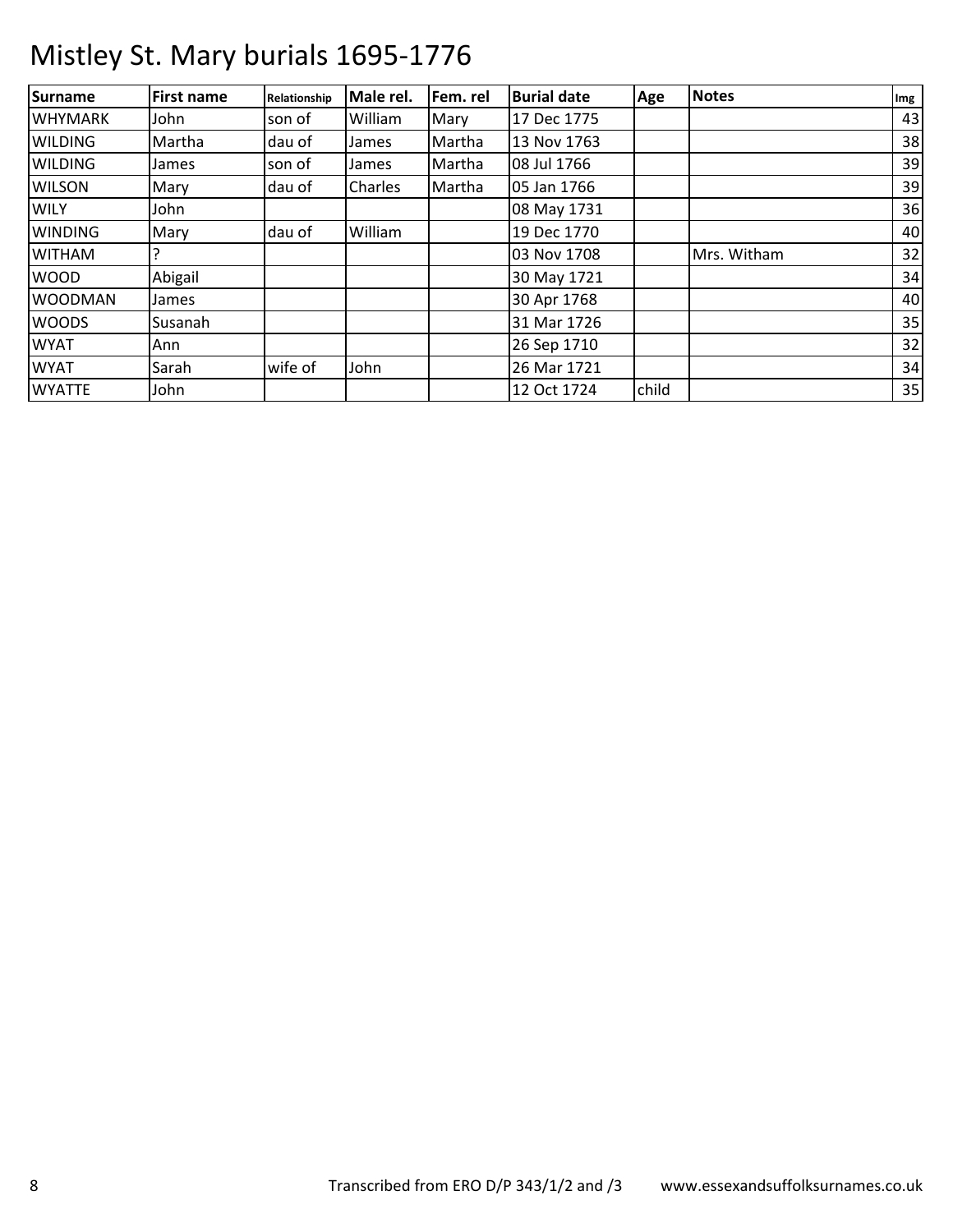# Mistley St. Mary burials 1695-1776

| Surname | First name | Relationship | Male rel. | Fem. rel | Burial date | Age | Notes | Img |
|---|---|---|---|---|---|---|---|---|
| WHYMARK | John | son of | William | Mary | 17 Dec 1775 | | | 43 |
| WILDING | Martha | dau of | James | Martha | 13 Nov 1763 | | | 38 |
| WILDING | James | son of | James | Martha | 08 Jul 1766 | | | 39 |
| WILSON | Mary | dau of | Charles | Martha | 05 Jan 1766 | | | 39 |
| WILY | John | | | | 08 May 1731 | | | 36 |
| WINDING | Mary | dau of | William | | 19 Dec 1770 | | | 40 |
| WITHAM | ? | | | | 03 Nov 1708 | | Mrs. Witham | 32 |
| WOOD | Abigail | | | | 30 May 1721 | | | 34 |
| WOODMAN | James | | | | 30 Apr 1768 | | | 40 |
| WOODS | Susanah | | | | 31 Mar 1726 | | | 35 |
| WYAT | Ann | | | | 26 Sep 1710 | | | 32 |
| WYAT | Sarah | wife of | John | | 26 Mar 1721 | | | 34 |
| WYATTE | John | | | | 12 Oct 1724 | child | | 35 |

Transcribed from ERO D/P 343/1/2 and /3 www.essexandsuffolksurnames.co.uk